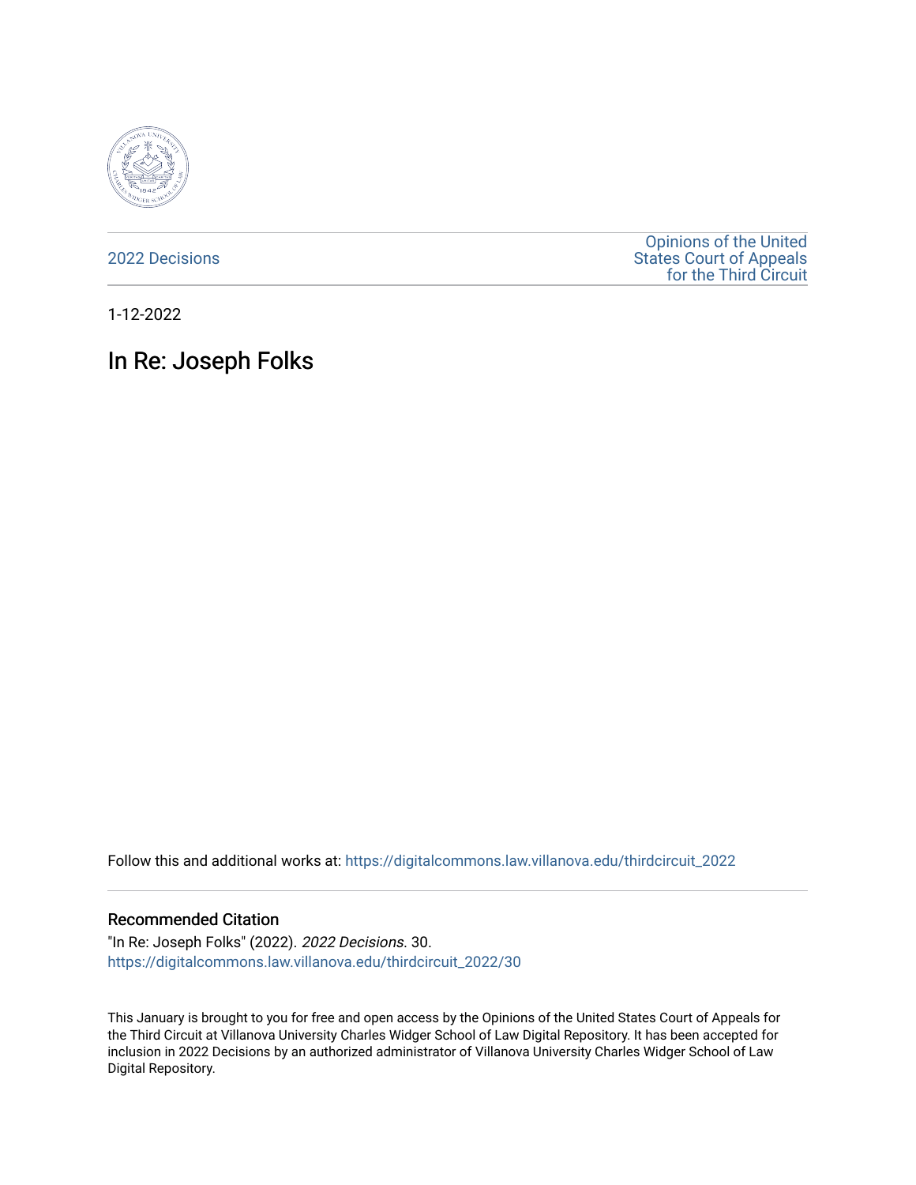2022 Decisions

Opinions of the United States Court of Appeals for the Third Circuit

1-12-2022

# In Re: Joseph Folks

Follow this and additional works at: https://digitalcommons.law.villanova.edu/thirdcircuit_2022

### Recommended Citation

"In Re: Joseph Folks" (2022). *2022 Decisions*. 30.
https://digitalcommons.law.villanova.edu/thirdcircuit_2022/30

This January is brought to you for free and open access by the Opinions of the United States Court of Appeals for the Third Circuit at Villanova University Charles Widger School of Law Digital Repository. It has been accepted for inclusion in 2022 Decisions by an authorized administrator of Villanova University Charles Widger School of Law Digital Repository.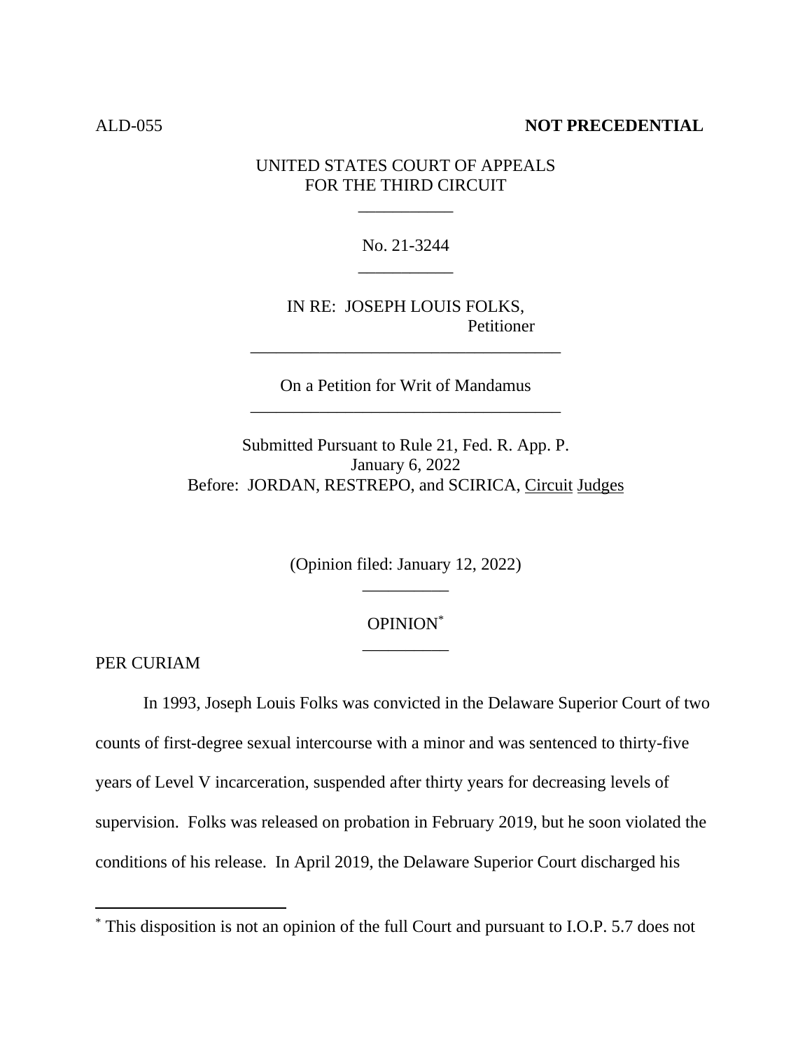ALD-055 **NOT PRECEDENTIAL**

UNITED STATES COURT OF APPEALS
FOR THE THIRD CIRCUIT

No. 21-3244

IN RE: JOSEPH LOUIS FOLKS,
Petitioner

On a Petition for Writ of Mandamus

Submitted Pursuant to Rule 21, Fed. R. App. P.
January 6, 2022
Before: JORDAN, RESTREPO, and SCIRICA, Circuit Judges

(Opinion filed: January 12, 2022)

OPINION*

PER CURIAM

In 1993, Joseph Louis Folks was convicted in the Delaware Superior Court of two counts of first-degree sexual intercourse with a minor and was sentenced to thirty-five years of Level V incarceration, suspended after thirty years for decreasing levels of supervision. Folks was released on probation in February 2019, but he soon violated the conditions of his release. In April 2019, the Delaware Superior Court discharged his

* This disposition is not an opinion of the full Court and pursuant to I.O.P. 5.7 does not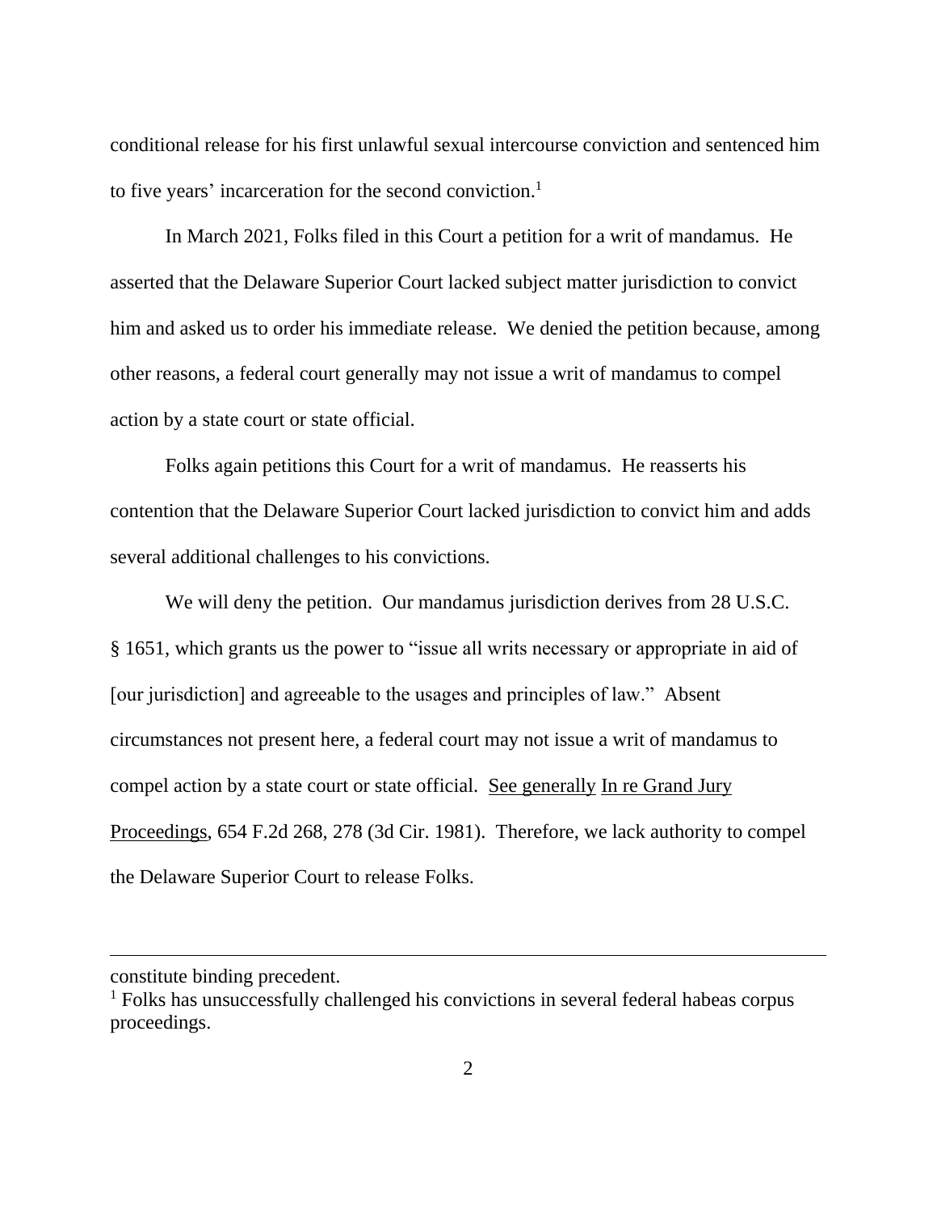conditional release for his first unlawful sexual intercourse conviction and sentenced him to five years' incarceration for the second conviction.[1]

In March 2021, Folks filed in this Court a petition for a writ of mandamus. He asserted that the Delaware Superior Court lacked subject matter jurisdiction to convict him and asked us to order his immediate release. We denied the petition because, among other reasons, a federal court generally may not issue a writ of mandamus to compel action by a state court or state official.

Folks again petitions this Court for a writ of mandamus. He reasserts his contention that the Delaware Superior Court lacked jurisdiction to convict him and adds several additional challenges to his convictions.

We will deny the petition. Our mandamus jurisdiction derives from 28 U.S.C. § 1651, which grants us the power to "issue all writs necessary or appropriate in aid of [our jurisdiction] and agreeable to the usages and principles of law." Absent circumstances not present here, a federal court may not issue a writ of mandamus to compel action by a state court or state official. See generally In re Grand Jury Proceedings, 654 F.2d 268, 278 (3d Cir. 1981). Therefore, we lack authority to compel the Delaware Superior Court to release Folks.

---

constitute binding precedent.

[1] Folks has unsuccessfully challenged his convictions in several federal habeas corpus proceedings.